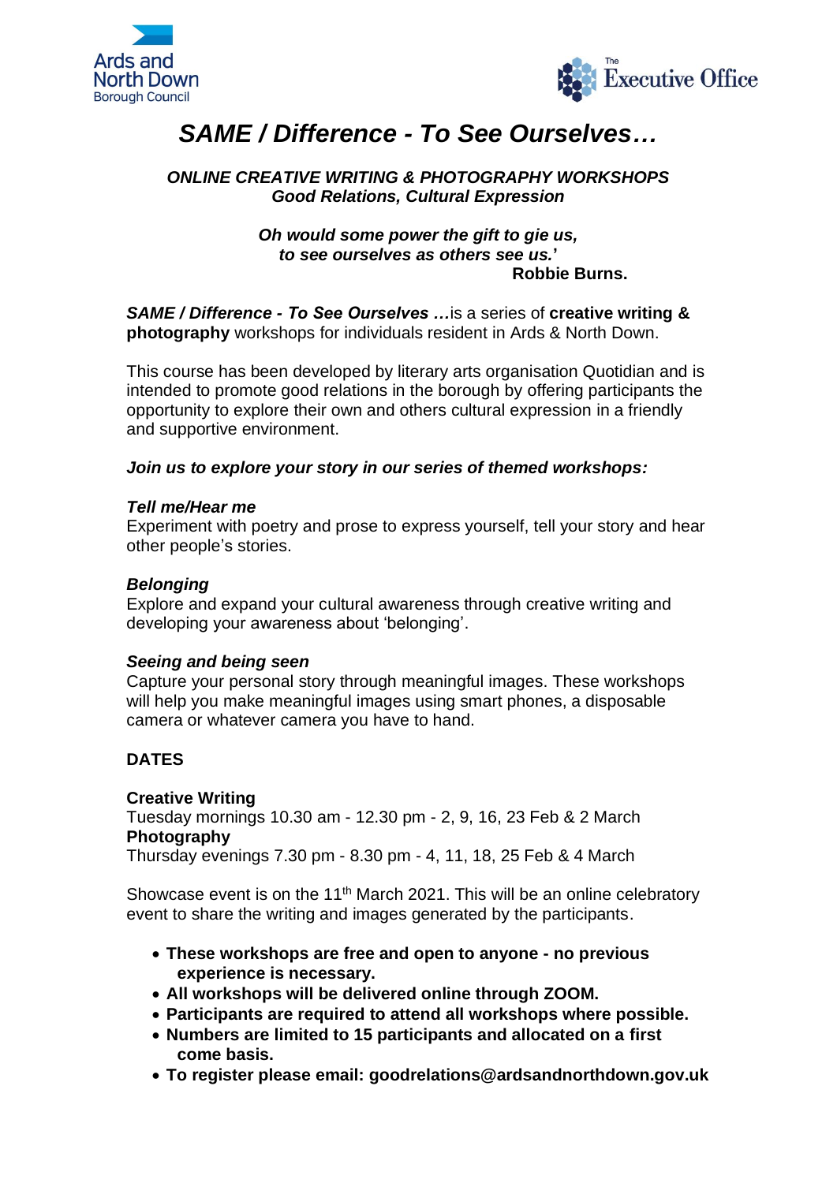Ards and North Down Borough Council

The Executive Office

# *SAME / Difference - To See Ourselves…*

***ONLINE CREATIVE WRITING & PHOTOGRAPHY WORKSHOPS***
***Good Relations, Cultural Expression***

***Oh would some power the gift to gie us,***
***to see ourselves as others see us.'***
**Robbie Burns.**

***SAME / Difference - To See Ourselves …*** is a series of **creative writing & photography** workshops for individuals resident in Ards & North Down.

This course has been developed by literary arts organisation Quotidian and is intended to promote good relations in the borough by offering participants the opportunity to explore their own and others cultural expression in a friendly and supportive environment.

***Join us to explore your story in our series of themed workshops:***

***Tell me/Hear me***
Experiment with poetry and prose to express yourself, tell your story and hear other people's stories.

***Belonging***
Explore and expand your cultural awareness through creative writing and developing your awareness about 'belonging'.

***Seeing and being seen***
Capture your personal story through meaningful images. These workshops will help you make meaningful images using smart phones, a disposable camera or whatever camera you have to hand.

**DATES**

**Creative Writing**
Tuesday mornings 10.30 am - 12.30 pm - 2, 9, 16, 23 Feb & 2 March
**Photography**
Thursday evenings 7.30 pm - 8.30 pm - 4, 11, 18, 25 Feb & 4 March

Showcase event is on the 11th March 2021. This will be an online celebratory event to share the writing and images generated by the participants.

- **These workshops are free and open to anyone - no previous experience is necessary.**
- **All workshops will be delivered online through ZOOM.**
- **Participants are required to attend all workshops where possible.**
- **Numbers are limited to 15 participants and allocated on a first come basis.**
- **To register please email: goodrelations@ardsandnorthdown.gov.uk**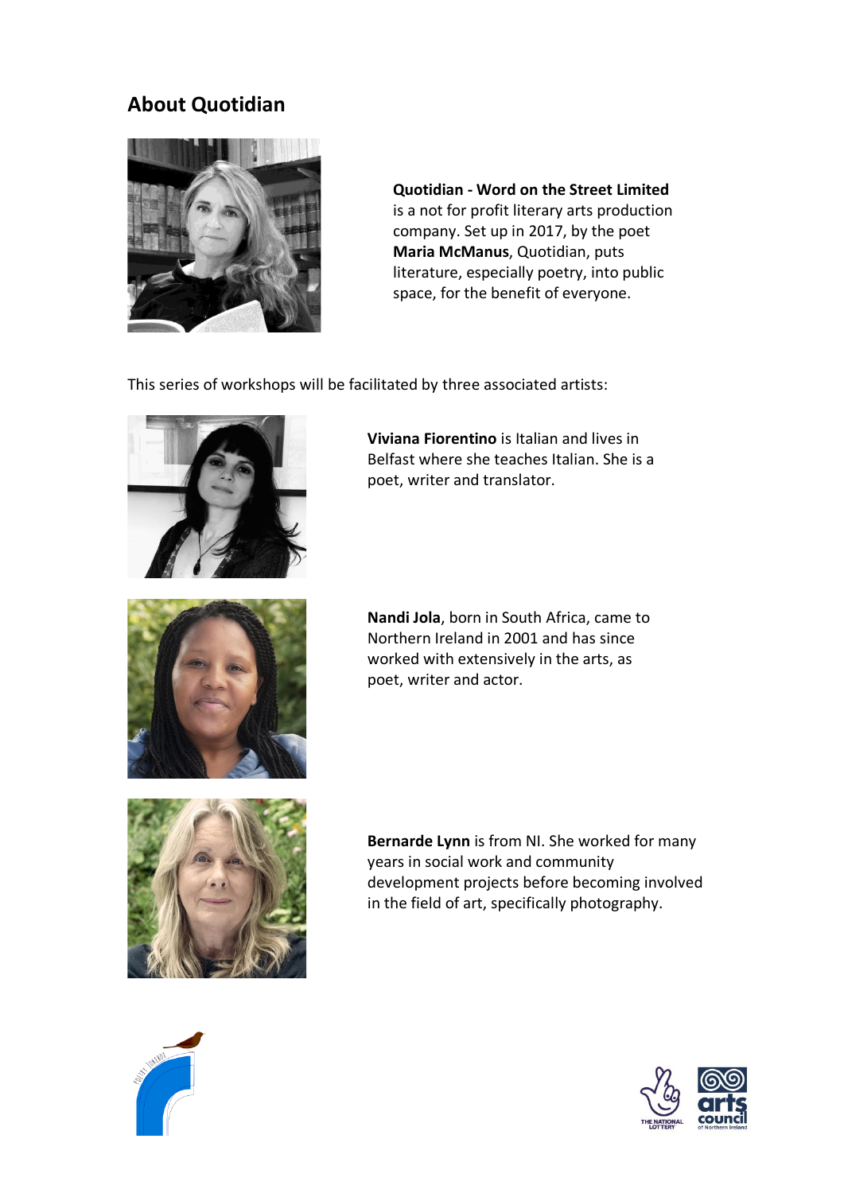## About Quotidian

**Quotidian - Word on the Street Limited** is a not for profit literary arts production company. Set up in 2017, by the poet **Maria McManus**, Quotidian, puts literature, especially poetry, into public space, for the benefit of everyone.

This series of workshops will be facilitated by three associated artists:

**Viviana Fiorentino** is Italian and lives in Belfast where she teaches Italian. She is a poet, writer and translator.

**Nandi Jola**, born in South Africa, came to Northern Ireland in 2001 and has since worked with extensively in the arts, as poet, writer and actor.

**Bernarde Lynn** is from NI. She worked for many years in social work and community development projects before becoming involved in the field of art, specifically photography.